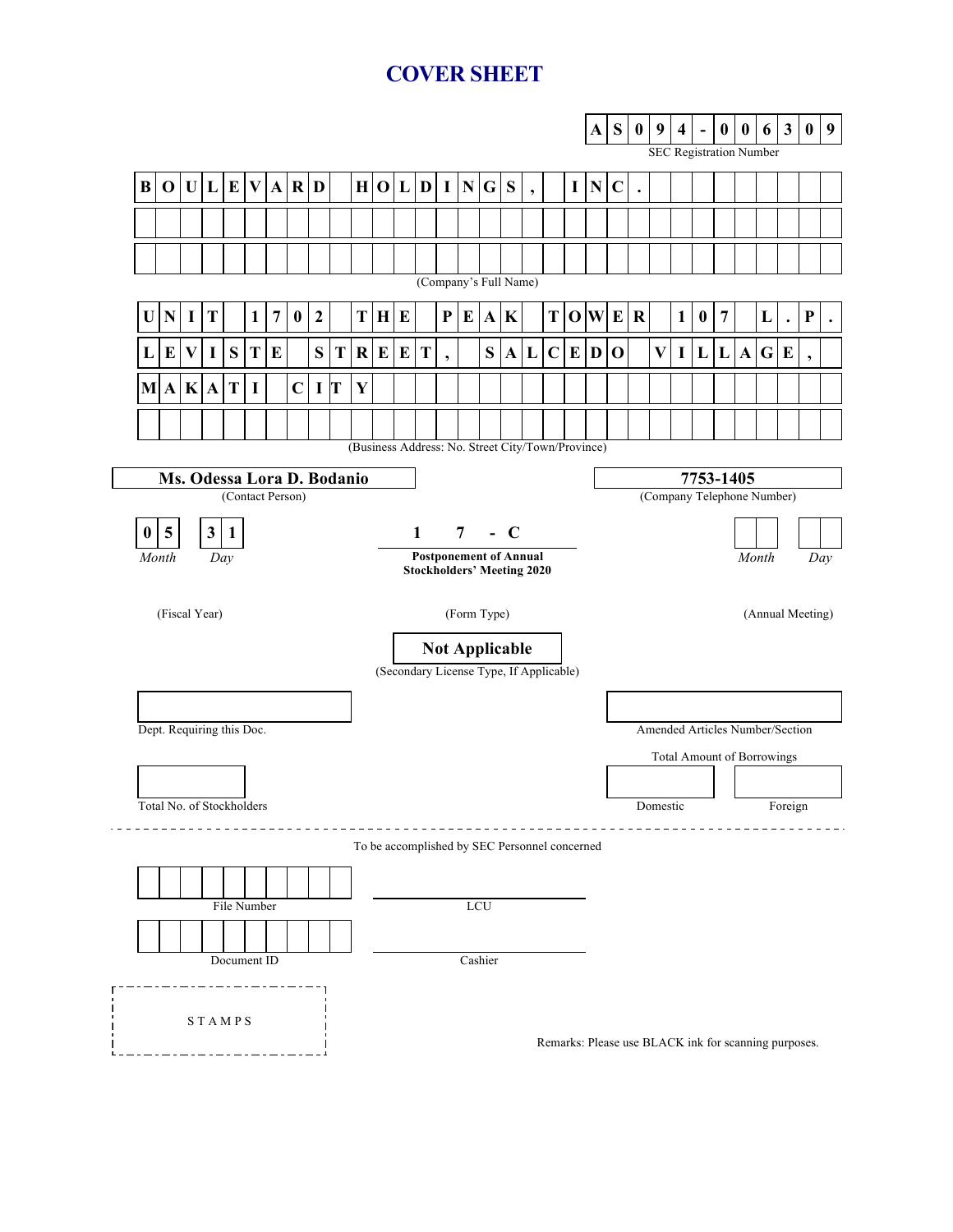# COVER SHEET

**AS094-006309**

SEC Registration Number

**BOULEVARD HOLDINGS, INC.**

(Company's Full Name)

**UNIT 1702 THE PEAK TOWER 107 L.P. LEVISTE STREET, SALCEDO VILLAGE, MAKATI CITY**

(Business Address: No. Street City/Town/Province)

**Ms. Odessa Lora D. Bodanio**

(Contact Person)

**7753-1405**

(Company Telephone Number)

| 05 | 31 | 17-C | | |
|---|---|---|---|---|
| *Month* | *Day* | **Postponement of Annual Stockholders' Meeting 2020** | *Month* | *Day* |
| (Fiscal Year) | | (Form Type) | (Annual Meeting) | |

**Not Applicable**

(Secondary License Type, If Applicable)

Dept. Requiring this Doc.

Amended Articles Number/Section

Total Amount of Borrowings

Total No. of Stockholders

Domestic

Foreign

---

To be accomplished by SEC Personnel concerned

File Number

LCU

Document ID

Cashier

S T A M P S

Remarks: Please use BLACK ink for scanning purposes.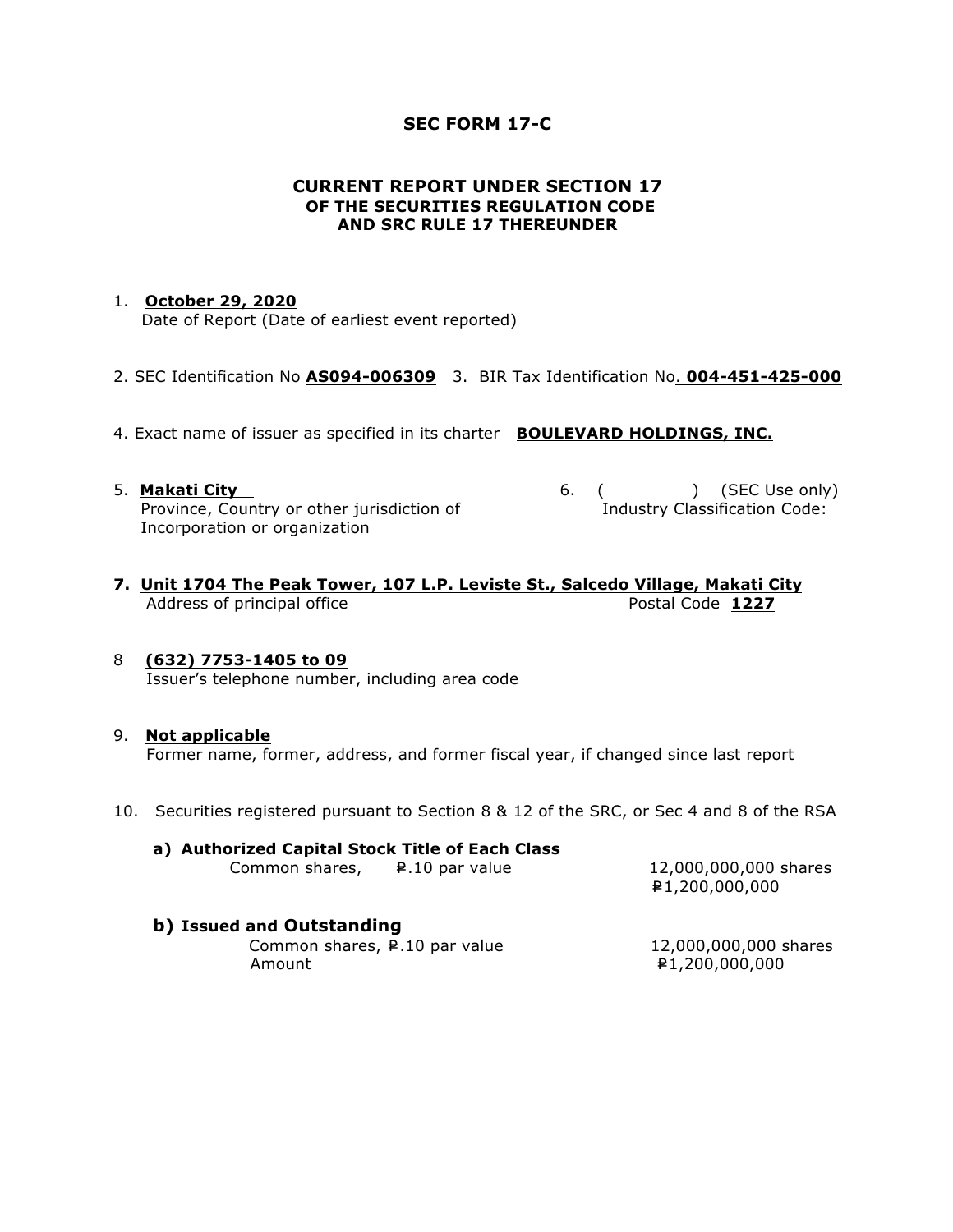# SEC FORM 17-C

## CURRENT REPORT UNDER SECTION 17
### OF THE SECURITIES REGULATION CODE
### AND SRC RULE 17 THEREUNDER

1. **October 29, 2020**
   Date of Report (Date of earliest event reported)

2. SEC Identification No **AS094-006309**  3. BIR Tax Identification No. **004-451-425-000**

4. Exact name of issuer as specified in its charter  **BOULEVARD HOLDINGS, INC.**

5. **Makati City**
   Province, Country or other jurisdiction of Incorporation or organization

6. (          ) (SEC Use only)
   Industry Classification Code:

7. **Unit 1704 The Peak Tower, 107 L.P. Leviste St., Salcedo Village, Makati City**
   Address of principal office  Postal Code **1227**

8. **(632) 7753-1405 to 09**
   Issuer's telephone number, including area code

9. **Not applicable**
   Former name, former, address, and former fiscal year, if changed since last report

10. Securities registered pursuant to Section 8 & 12 of the SRC, or Sec 4 and 8 of the RSA

**a) Authorized Capital Stock Title of Each Class**

| | |
|---|---|
| Common shares, ₱.10 par value | 12,000,000,000 shares |
| | ₱1,200,000,000 |

**b) Issued and Outstanding**

| | |
|---|---|
| Common shares, ₱.10 par value | 12,000,000,000 shares |
| Amount | ₱1,200,000,000 |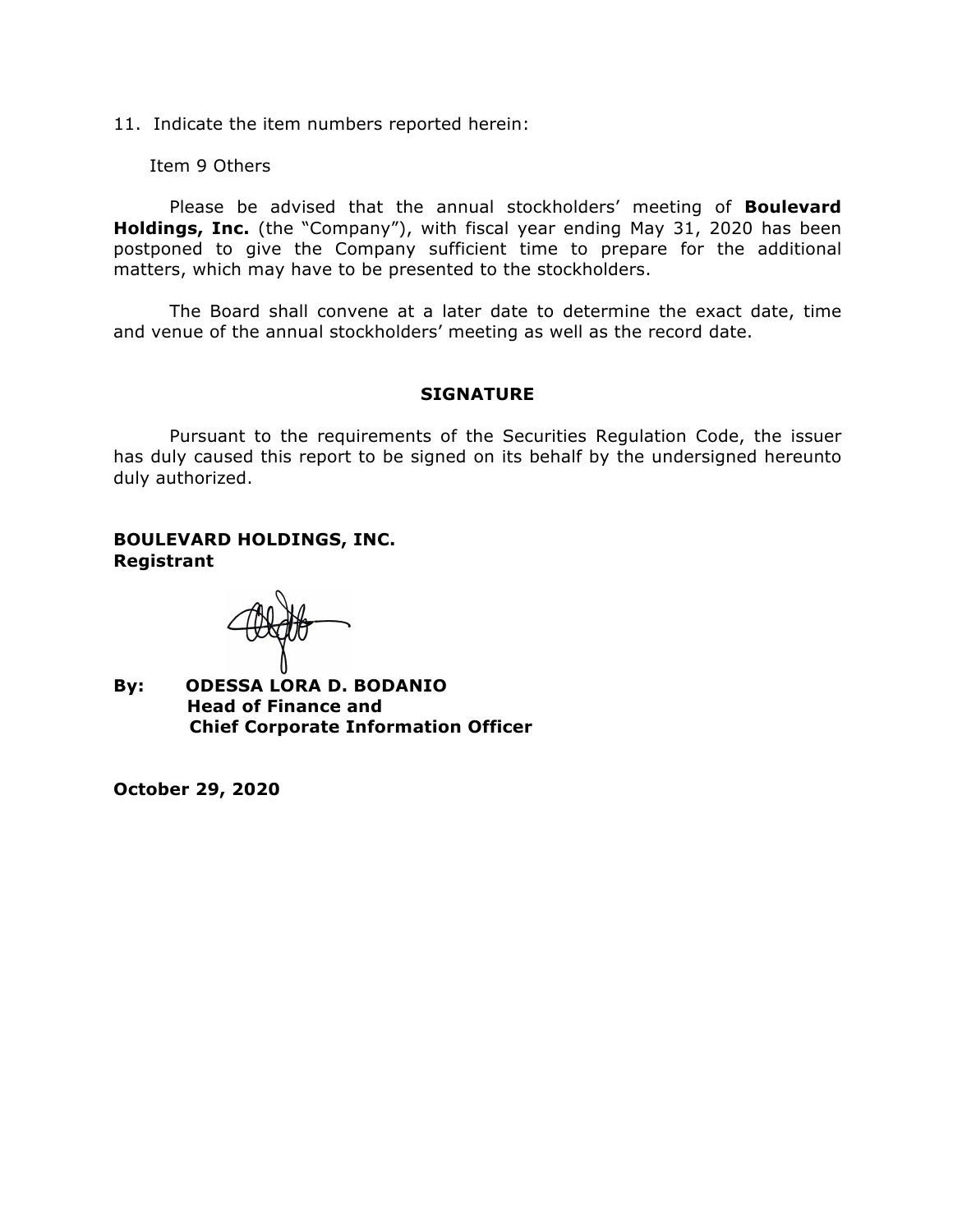11. Indicate the item numbers reported herein:

Item 9 Others

Please be advised that the annual stockholders' meeting of **Boulevard Holdings, Inc.** (the "Company"), with fiscal year ending May 31, 2020 has been postponed to give the Company sufficient time to prepare for the additional matters, which may have to be presented to the stockholders.

The Board shall convene at a later date to determine the exact date, time and venue of the annual stockholders' meeting as well as the record date.

## SIGNATURE

Pursuant to the requirements of the Securities Regulation Code, the issuer has duly caused this report to be signed on its behalf by the undersigned hereunto duly authorized.

**BOULEVARD HOLDINGS, INC.**
**Registrant**

**By: ODESSA LORA D. BODANIO**
**Head of Finance and**
**Chief Corporate Information Officer**

**October 29, 2020**